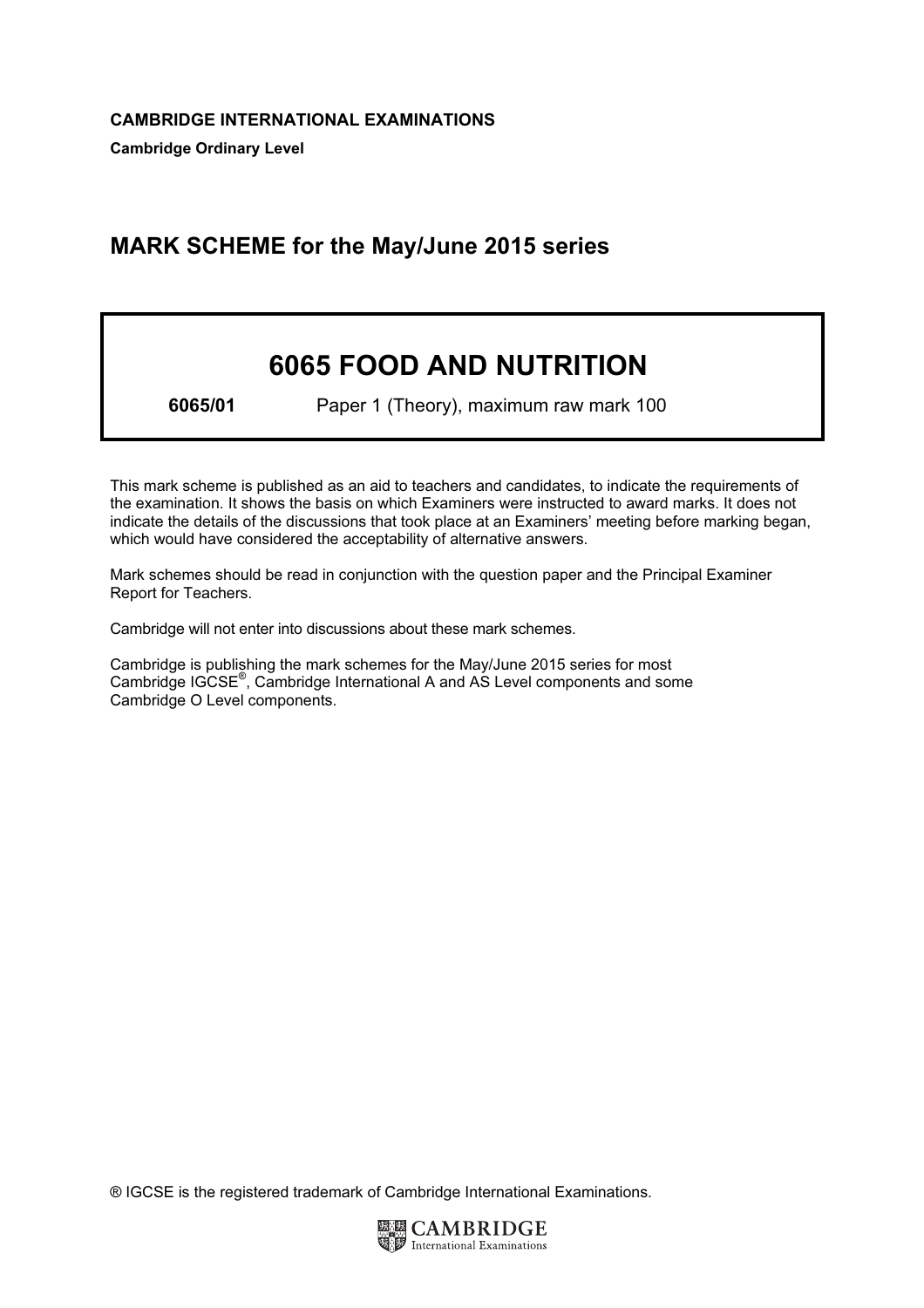**CAMBRIDGE INTERNATIONAL EXAMINATIONS**

**Cambridge Ordinary Level**

## MARK SCHEME for the May/June 2015 series

# 6065 FOOD AND NUTRITION

**6065/01** Paper 1 (Theory), maximum raw mark 100

This mark scheme is published as an aid to teachers and candidates, to indicate the requirements of the examination. It shows the basis on which Examiners were instructed to award marks. It does not indicate the details of the discussions that took place at an Examiners' meeting before marking began, which would have considered the acceptability of alternative answers.

Mark schemes should be read in conjunction with the question paper and the Principal Examiner Report for Teachers.

Cambridge will not enter into discussions about these mark schemes.

Cambridge is publishing the mark schemes for the May/June 2015 series for most Cambridge IGCSE®, Cambridge International A and AS Level components and some Cambridge O Level components.

® IGCSE is the registered trademark of Cambridge International Examinations.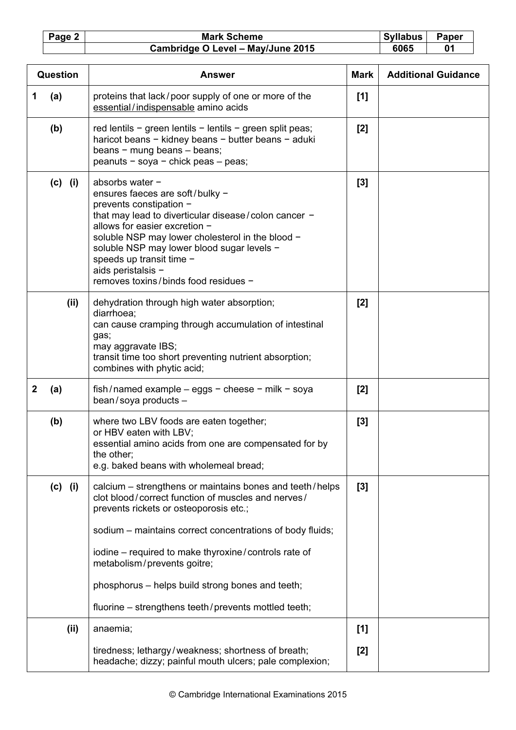| Question | | Answer | Mark | Additional Guidance |
|---|---|---|---|---|
| 1 | (a) | proteins that lack / poor supply of one or more of the essential / indispensable amino acids | [1] | |
| | (b) | red lentils − green lentils − lentils − green split peas;<br>haricot beans − kidney beans − butter beans − aduki beans − mung beans – beans;<br>peanuts − soya − chick peas – peas; | [2] | |
| | (c) (i) | absorbs water −<br>ensures faeces are soft / bulky −<br>prevents constipation −<br>that may lead to diverticular disease / colon cancer −<br>allows for easier excretion −<br>soluble NSP may lower cholesterol in the blood −<br>soluble NSP may lower blood sugar levels −<br>speeds up transit time −<br>aids peristalsis −<br>removes toxins / binds food residues − | [3] | |
| | (ii) | dehydration through high water absorption;<br>diarrhoea;<br>can cause cramping through accumulation of intestinal gas;<br>may aggravate IBS;<br>transit time too short preventing nutrient absorption;<br>combines with phytic acid; | [2] | |
| 2 | (a) | fish / named example – eggs − cheese − milk − soya bean / soya products – | [2] | |
| | (b) | where two LBV foods are eaten together;<br>or HBV eaten with LBV;<br>essential amino acids from one are compensated for by the other;<br>e.g. baked beans with wholemeal bread; | [3] | |
| | (c) (i) | calcium – strengthens or maintains bones and teeth / helps clot blood / correct function of muscles and nerves / prevents rickets or osteoporosis etc.;<br><br>sodium – maintains correct concentrations of body fluids;<br><br>iodine – required to make thyroxine / controls rate of metabolism / prevents goitre;<br><br>phosphorus – helps build strong bones and teeth;<br><br>fluorine – strengthens teeth / prevents mottled teeth; | [3] | |
| | (ii) | anaemia;<br><br>tiredness; lethargy / weakness; shortness of breath; headache; dizzy; painful mouth ulcers; pale complexion; | [1]<br><br>[2] | |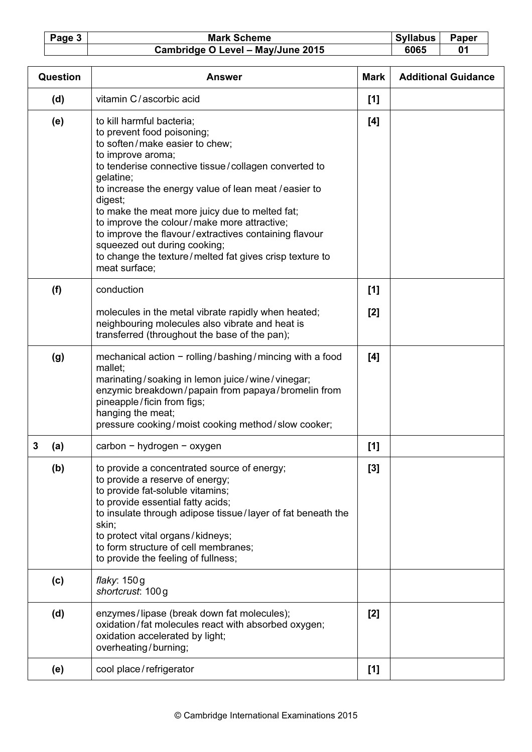| Question | Answer | Mark | Additional Guidance |
|---|---|---|---|
| (d) | vitamin C / ascorbic acid | [1] | |
| (e) | to kill harmful bacteria;<br>to prevent food poisoning;<br>to soften / make easier to chew;<br>to improve aroma;<br>to tenderise connective tissue / collagen converted to gelatine;<br>to increase the energy value of lean meat / easier to digest;<br>to make the meat more juicy due to melted fat;<br>to improve the colour / make more attractive;<br>to improve the flavour / extractives containing flavour squeezed out during cooking;<br>to change the texture / melted fat gives crisp texture to meat surface; | [4] | |
| (f) | conduction<br><br>molecules in the metal vibrate rapidly when heated;<br>neighbouring molecules also vibrate and heat is transferred (throughout the base of the pan); | [1]<br><br>[2] | |
| (g) | mechanical action − rolling / bashing / mincing with a food mallet;<br>marinating / soaking in lemon juice / wine / vinegar;<br>enzymic breakdown / papain from papaya / bromelin from pineapple / ficin from figs;<br>hanging the meat;<br>pressure cooking / moist cooking method / slow cooker; | [4] | |
| 3 (a) | carbon − hydrogen − oxygen | [1] | |
| (b) | to provide a concentrated source of energy;<br>to provide a reserve of energy;<br>to provide fat-soluble vitamins;<br>to provide essential fatty acids;<br>to insulate through adipose tissue / layer of fat beneath the skin;<br>to protect vital organs / kidneys;<br>to form structure of cell membranes;<br>to provide the feeling of fullness; | [3] | |
| (c) | *flaky*: 150 g<br>*shortcrust*: 100 g | | |
| (d) | enzymes / lipase (break down fat molecules);<br>oxidation / fat molecules react with absorbed oxygen;<br>oxidation accelerated by light;<br>overheating / burning; | [2] | |
| (e) | cool place / refrigerator | [1] | |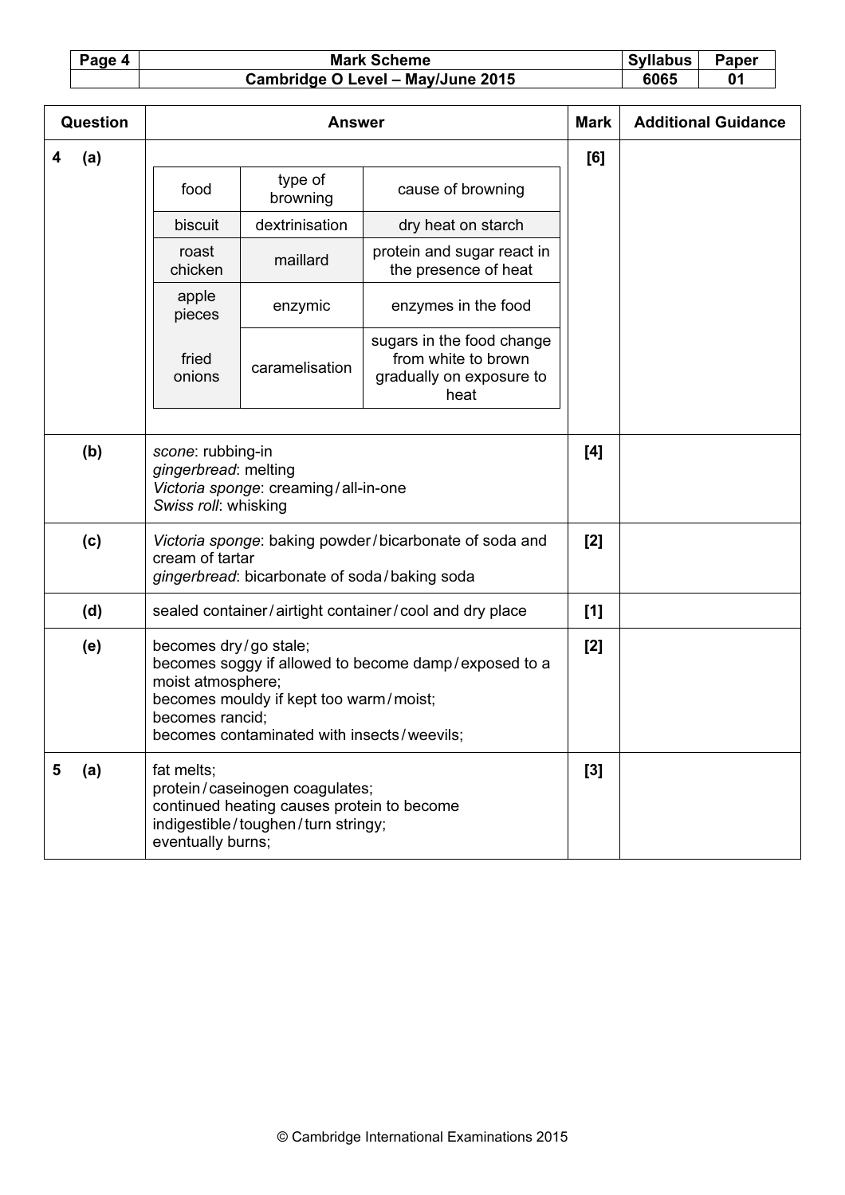| Question | | Answer | Mark | Additional Guidance |
|---|---|---|---|---|
| 4 | (a) | *(see table below)* | [6] | |
| | (b) | *scone*: rubbing-in<br>*gingerbread*: melting<br>*Victoria sponge*: creaming / all-in-one<br>*Swiss roll*: whisking | [4] | |
| | (c) | *Victoria sponge*: baking powder / bicarbonate of soda and cream of tartar<br>*gingerbread*: bicarbonate of soda / baking soda | [2] | |
| | (d) | sealed container / airtight container / cool and dry place | [1] | |
| | (e) | becomes dry / go stale;<br>becomes soggy if allowed to become damp / exposed to a moist atmosphere;<br>becomes mouldy if kept too warm / moist;<br>becomes rancid;<br>becomes contaminated with insects / weevils; | [2] | |
| 5 | (a) | fat melts;<br>protein / caseinogen coagulates;<br>continued heating causes protein to become indigestible / toughen / turn stringy;<br>eventually burns; | [3] | |

Question 4 (a):

| food | type of browning | cause of browning |
|---|---|---|
| biscuit | dextrinisation | dry heat on starch |
| roast chicken | maillard | protein and sugar react in the presence of heat |
| apple pieces | enzymic | enzymes in the food |
| fried onions | caramelisation | sugars in the food change from white to brown gradually on exposure to heat |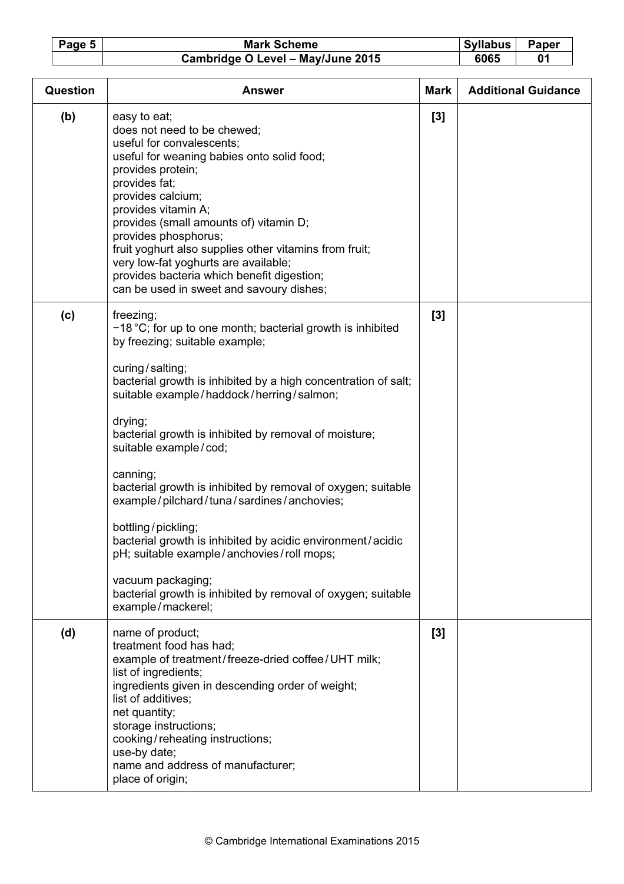| Question | Answer | Mark | Additional Guidance |
|---|---|---|---|
| (b) | easy to eat;<br>does not need to be chewed;<br>useful for convalescents;<br>useful for weaning babies onto solid food;<br>provides protein;<br>provides fat;<br>provides calcium;<br>provides vitamin A;<br>provides (small amounts of) vitamin D;<br>provides phosphorus;<br>fruit yoghurt also supplies other vitamins from fruit;<br>very low-fat yoghurts are available;<br>provides bacteria which benefit digestion;<br>can be used in sweet and savoury dishes; | [3] | |
| (c) | freezing;<br>−18 °C; for up to one month; bacterial growth is inhibited by freezing; suitable example;<br><br>curing / salting;<br>bacterial growth is inhibited by a high concentration of salt; suitable example / haddock / herring / salmon;<br><br>drying;<br>bacterial growth is inhibited by removal of moisture; suitable example / cod;<br><br>canning;<br>bacterial growth is inhibited by removal of oxygen; suitable example / pilchard / tuna / sardines / anchovies;<br><br>bottling / pickling;<br>bacterial growth is inhibited by acidic environment / acidic pH; suitable example / anchovies / roll mops;<br><br>vacuum packaging;<br>bacterial growth is inhibited by removal of oxygen; suitable example / mackerel; | [3] | |
| (d) | name of product;<br>treatment food has had;<br>example of treatment / freeze-dried coffee / UHT milk;<br>list of ingredients;<br>ingredients given in descending order of weight;<br>list of additives;<br>net quantity;<br>storage instructions;<br>cooking / reheating instructions;<br>use-by date;<br>name and address of manufacturer;<br>place of origin; | [3] | |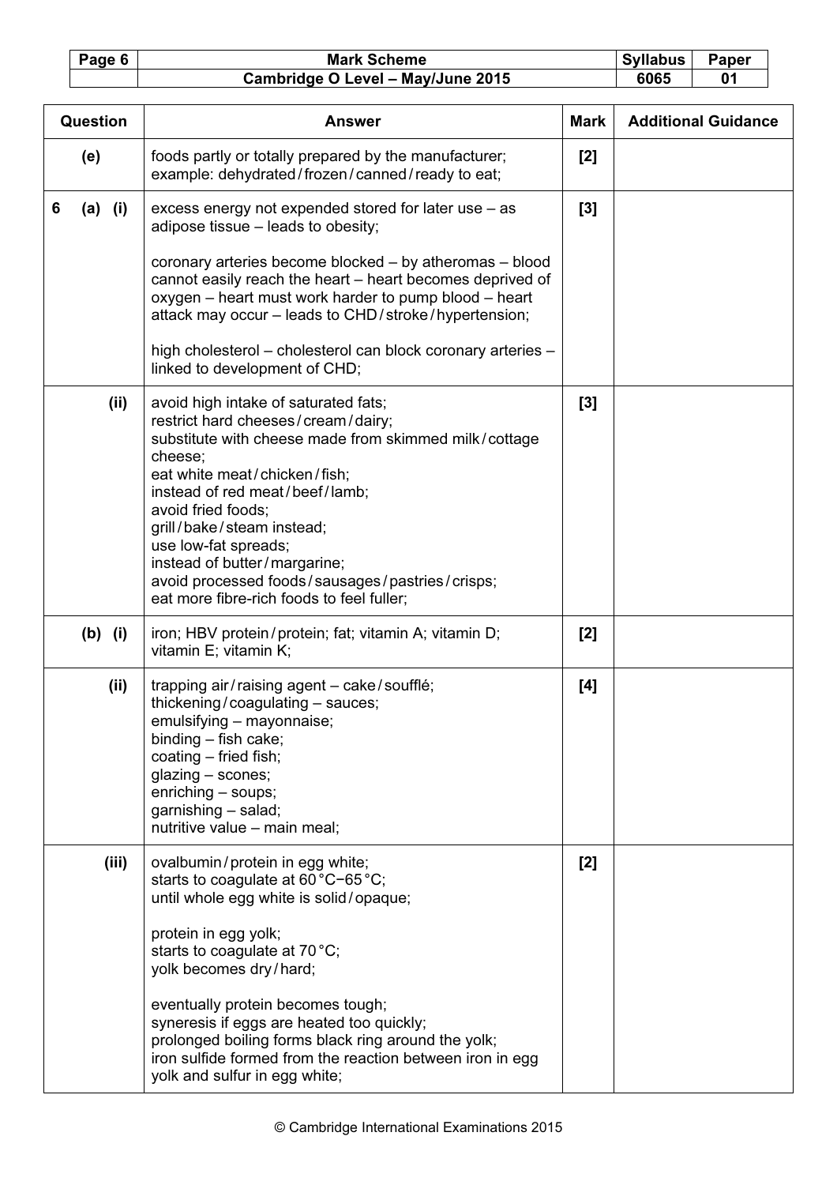| Question | Answer | Mark | Additional Guidance |
|---|---|---|---|
| (e) | foods partly or totally prepared by the manufacturer;<br>example: dehydrated / frozen / canned / ready to eat; | [2] | |
| 6 (a) (i) | excess energy not expended stored for later use – as adipose tissue – leads to obesity;<br><br>coronary arteries become blocked – by atheromas – blood cannot easily reach the heart – heart becomes deprived of oxygen – heart must work harder to pump blood – heart attack may occur – leads to CHD / stroke / hypertension;<br><br>high cholesterol – cholesterol can block coronary arteries – linked to development of CHD; | [3] | |
| (ii) | avoid high intake of saturated fats;<br>restrict hard cheeses / cream / dairy;<br>substitute with cheese made from skimmed milk / cottage cheese;<br>eat white meat / chicken / fish;<br>instead of red meat / beef / lamb;<br>avoid fried foods;<br>grill / bake / steam instead;<br>use low-fat spreads;<br>instead of butter / margarine;<br>avoid processed foods / sausages / pastries / crisps;<br>eat more fibre-rich foods to feel fuller; | [3] | |
| (b) (i) | iron; HBV protein / protein; fat; vitamin A; vitamin D; vitamin E; vitamin K; | [2] | |
| (ii) | trapping air / raising agent – cake / soufflé;<br>thickening / coagulating – sauces;<br>emulsifying – mayonnaise;<br>binding – fish cake;<br>coating – fried fish;<br>glazing – scones;<br>enriching – soups;<br>garnishing – salad;<br>nutritive value – main meal; | [4] | |
| (iii) | ovalbumin / protein in egg white;<br>starts to coagulate at 60 °C–65 °C;<br>until whole egg white is solid / opaque;<br><br>protein in egg yolk;<br>starts to coagulate at 70 °C;<br>yolk becomes dry / hard;<br><br>eventually protein becomes tough;<br>syneresis if eggs are heated too quickly;<br>prolonged boiling forms black ring around the yolk;<br>iron sulfide formed from the reaction between iron in egg yolk and sulfur in egg white; | [2] | |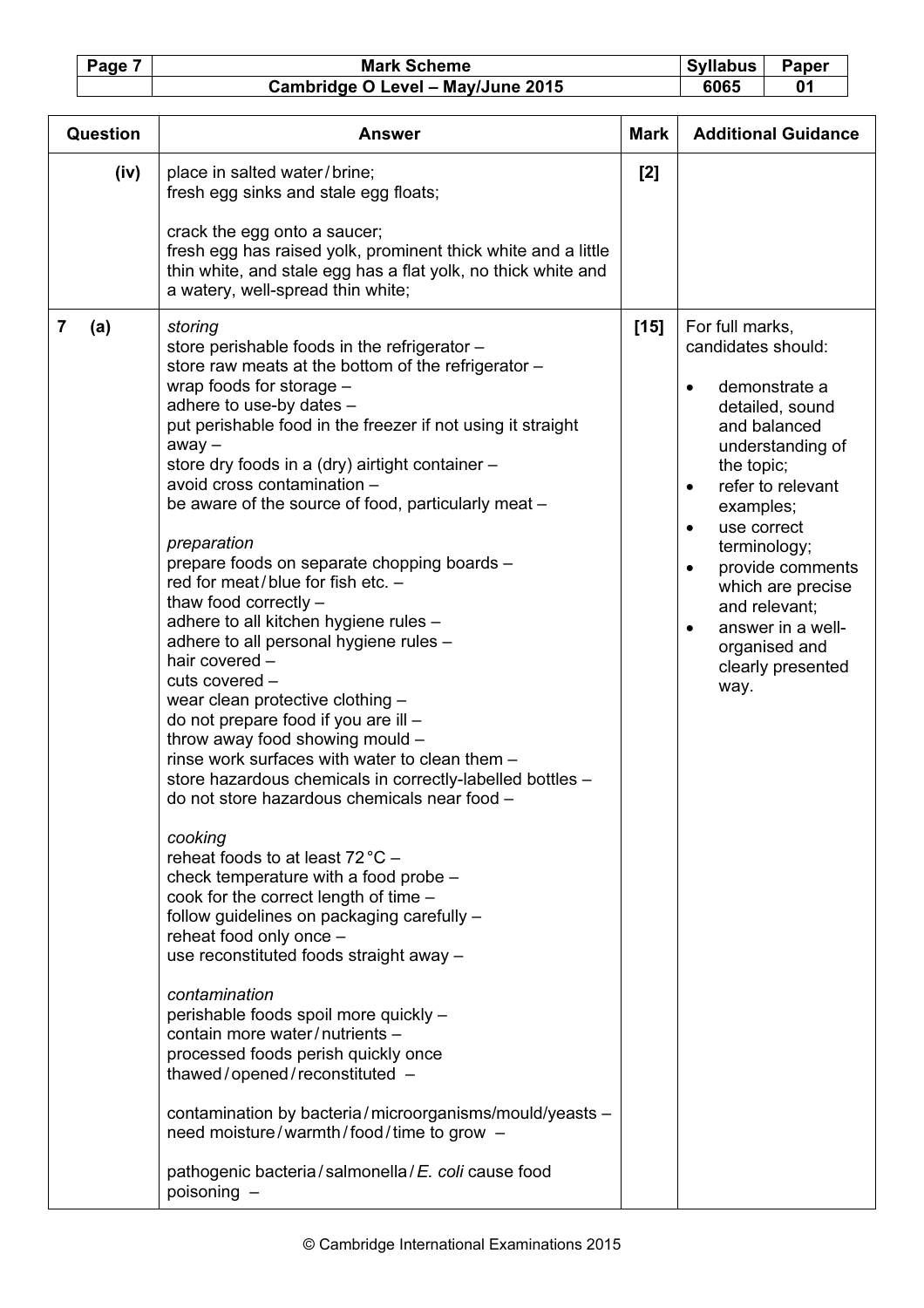| Question | Answer | Mark | Additional Guidance |
|---|---|---|---|
| (iv) | place in salted water / brine;<br>fresh egg sinks and stale egg floats;<br><br>crack the egg onto a saucer;<br>fresh egg has raised yolk, prominent thick white and a little thin white, and stale egg has a flat yolk, no thick white and a watery, well-spread thin white; | [2] | |
| 7 (a) | *storing*<br>store perishable foods in the refrigerator –<br>store raw meats at the bottom of the refrigerator –<br>wrap foods for storage –<br>adhere to use-by dates –<br>put perishable food in the freezer if not using it straight away –<br>store dry foods in a (dry) airtight container –<br>avoid cross contamination –<br>be aware of the source of food, particularly meat –<br><br>*preparation*<br>prepare foods on separate chopping boards –<br>red for meat / blue for fish etc. –<br>thaw food correctly –<br>adhere to all kitchen hygiene rules –<br>adhere to all personal hygiene rules –<br>hair covered –<br>cuts covered –<br>wear clean protective clothing –<br>do not prepare food if you are ill –<br>throw away food showing mould –<br>rinse work surfaces with water to clean them –<br>store hazardous chemicals in correctly-labelled bottles –<br>do not store hazardous chemicals near food –<br><br>*cooking*<br>reheat foods to at least 72 °C –<br>check temperature with a food probe –<br>cook for the correct length of time –<br>follow guidelines on packaging carefully –<br>reheat food only once –<br>use reconstituted foods straight away –<br><br>*contamination*<br>perishable foods spoil more quickly –<br>contain more water / nutrients –<br>processed foods perish quickly once thawed / opened / reconstituted –<br><br>contamination by bacteria / microorganisms/mould/yeasts –<br>need moisture / warmth / food / time to grow –<br><br>pathogenic bacteria / salmonella / *E. coli* cause food poisoning – | [15] | For full marks, candidates should:<br><br>• demonstrate a detailed, sound and balanced understanding of the topic;<br>• refer to relevant examples;<br>• use correct terminology;<br>• provide comments which are precise and relevant;<br>• answer in a well-organised and clearly presented way. |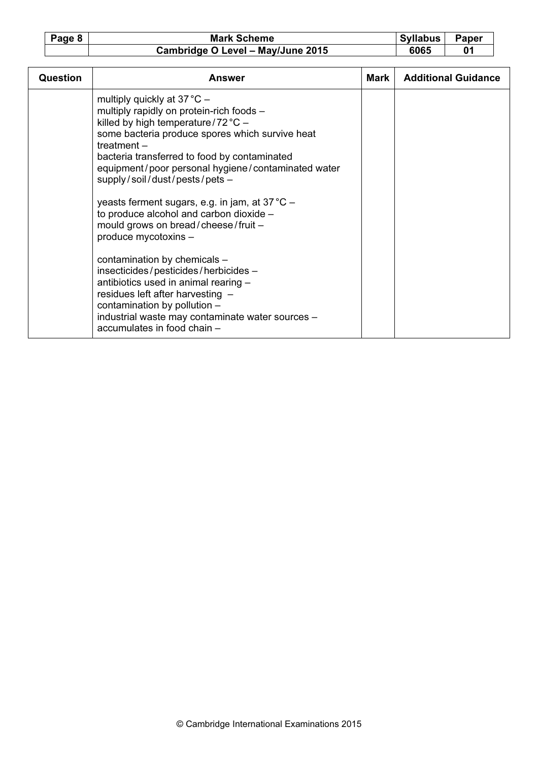| Question | Answer | Mark | Additional Guidance |
|---|---|---|---|
| | multiply quickly at 37 °C –<br>multiply rapidly on protein-rich foods –<br>killed by high temperature / 72 °C –<br>some bacteria produce spores which survive heat treatment –<br>bacteria transferred to food by contaminated equipment / poor personal hygiene / contaminated water supply / soil / dust / pests / pets –<br><br>yeasts ferment sugars, e.g. in jam, at 37 °C –<br>to produce alcohol and carbon dioxide –<br>mould grows on bread / cheese / fruit –<br>produce mycotoxins –<br><br>contamination by chemicals –<br>insecticides / pesticides / herbicides –<br>antibiotics used in animal rearing –<br>residues left after harvesting –<br>contamination by pollution –<br>industrial waste may contaminate water sources –<br>accumulates in food chain – | | |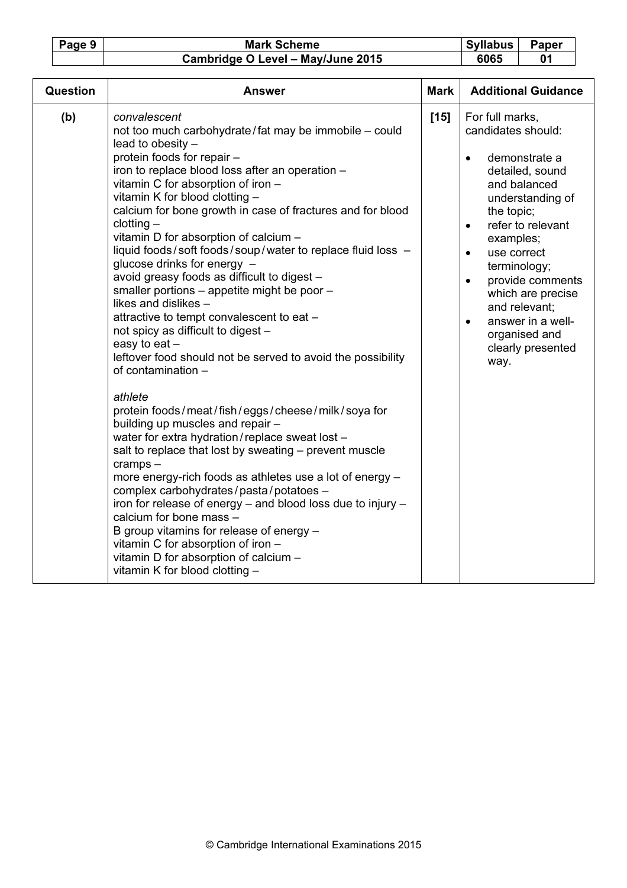| Question | Answer | Mark | Additional Guidance |
| --- | --- | --- | --- |
| (b) | *convalescent*<br>not too much carbohydrate / fat may be immobile – could lead to obesity –<br>protein foods for repair –<br>iron to replace blood loss after an operation –<br>vitamin C for absorption of iron –<br>vitamin K for blood clotting –<br>calcium for bone growth in case of fractures and for blood clotting –<br>vitamin D for absorption of calcium –<br>liquid foods / soft foods / soup / water to replace fluid loss –<br>glucose drinks for energy –<br>avoid greasy foods as difficult to digest –<br>smaller portions – appetite might be poor –<br>likes and dislikes –<br>attractive to tempt convalescent to eat –<br>not spicy as difficult to digest –<br>easy to eat –<br>leftover food should not be served to avoid the possibility of contamination –<br><br>*athlete*<br>protein foods / meat / fish / eggs / cheese / milk / soya for building up muscles and repair –<br>water for extra hydration / replace sweat lost –<br>salt to replace that lost by sweating – prevent muscle cramps –<br>more energy-rich foods as athletes use a lot of energy –<br>complex carbohydrates / pasta / potatoes –<br>iron for release of energy – and blood loss due to injury –<br>calcium for bone mass –<br>B group vitamins for release of energy –<br>vitamin C for absorption of iron –<br>vitamin D for absorption of calcium –<br>vitamin K for blood clotting – | [15] | For full marks, candidates should:<br>• demonstrate a detailed, sound and balanced understanding of the topic;<br>• refer to relevant examples;<br>• use correct terminology;<br>• provide comments which are precise and relevant;<br>• answer in a well-organised and clearly presented way. |